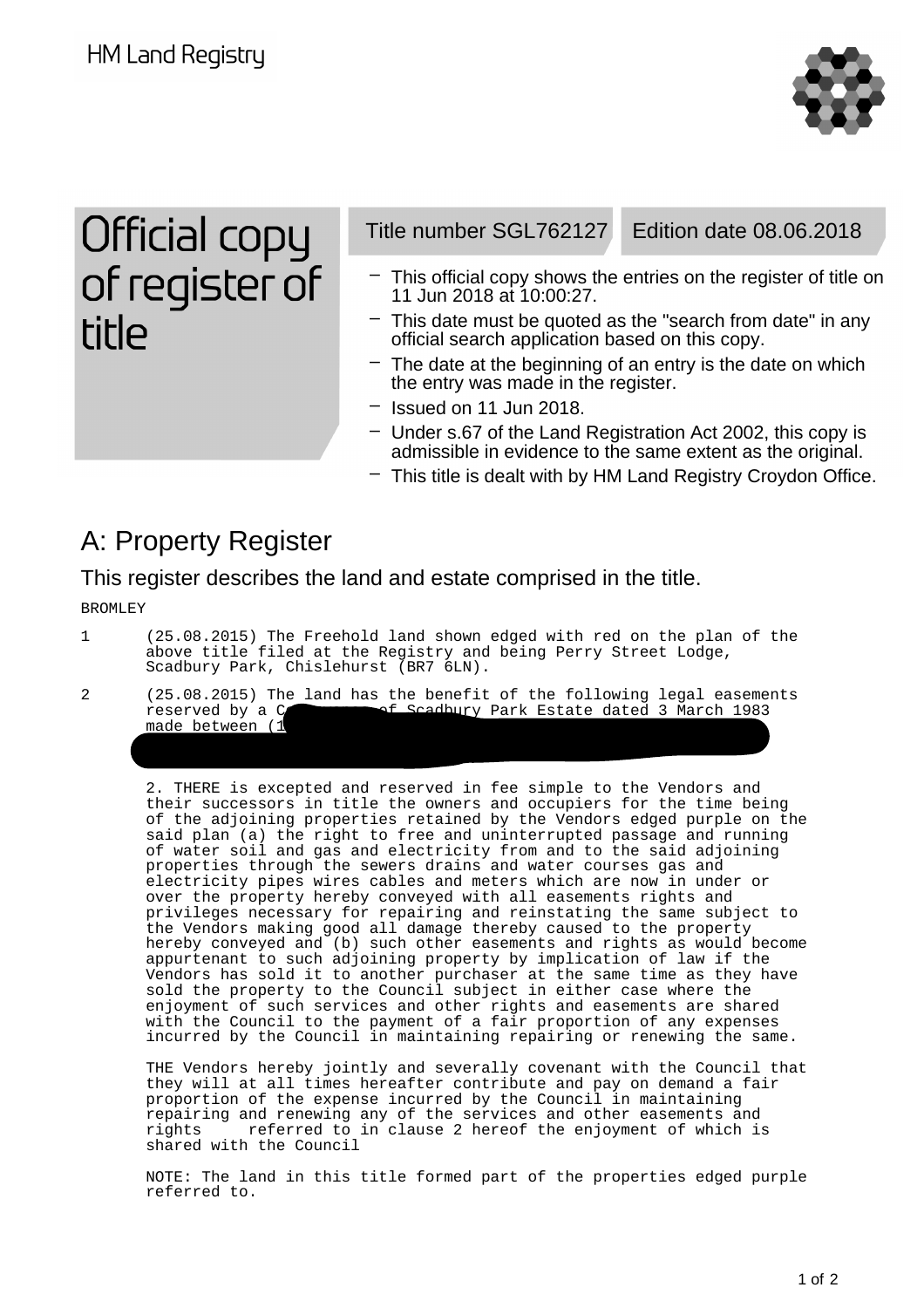HM Land Registry

# Official copy of register of title

Title number SGL762127 | Edition date 08.06.2018

- This official copy shows the entries on the register of title on 11 Jun 2018 at 10:00:27.
- This date must be quoted as the "search from date" in any official search application based on this copy.
- The date at the beginning of an entry is the date on which the entry was made in the register.
- Issued on 11 Jun 2018.
- Under s.67 of the Land Registration Act 2002, this copy is admissible in evidence to the same extent as the original.
- This title is dealt with by HM Land Registry Croydon Office.

## A: Property Register

This register describes the land and estate comprised in the title.

BROMLEY

1 (25.08.2015) The Freehold land shown edged with red on the plan of the above title filed at the Registry and being Perry Street Lodge, Scadbury Park, Chislehurst (BR7 6LN).

2 (25.08.2015) The land has the benefit of the following legal easements reserved by a C of Scadbury Park Estate dated 3 March 1983 made between (1

2. THERE is excepted and reserved in fee simple to the Vendors and their successors in title the owners and occupiers for the time being of the adjoining properties retained by the Vendors edged purple on the said plan (a) the right to free and uninterrupted passage and running of water soil and gas and electricity from and to the said adjoining properties through the sewers drains and water courses gas and electricity pipes wires cables and meters which are now in under or over the property hereby conveyed with all easements rights and privileges necessary for repairing and reinstating the same subject to the Vendors making good all damage thereby caused to the property hereby conveyed and (b) such other easements and rights as would become appurtenant to such adjoining property by implication of law if the Vendors has sold it to another purchaser at the same time as they have sold the property to the Council subject in either case where the enjoyment of such services and other rights and easements are shared with the Council to the payment of a fair proportion of any expenses incurred by the Council in maintaining repairing or renewing the same.

THE Vendors hereby jointly and severally covenant with the Council that they will at all times hereafter contribute and pay on demand a fair proportion of the expense incurred by the Council in maintaining repairing and renewing any of the services and other easements and rights referred to in clause 2 hereof the enjoyment of which is shared with the Council

NOTE: The land in this title formed part of the properties edged purple referred to.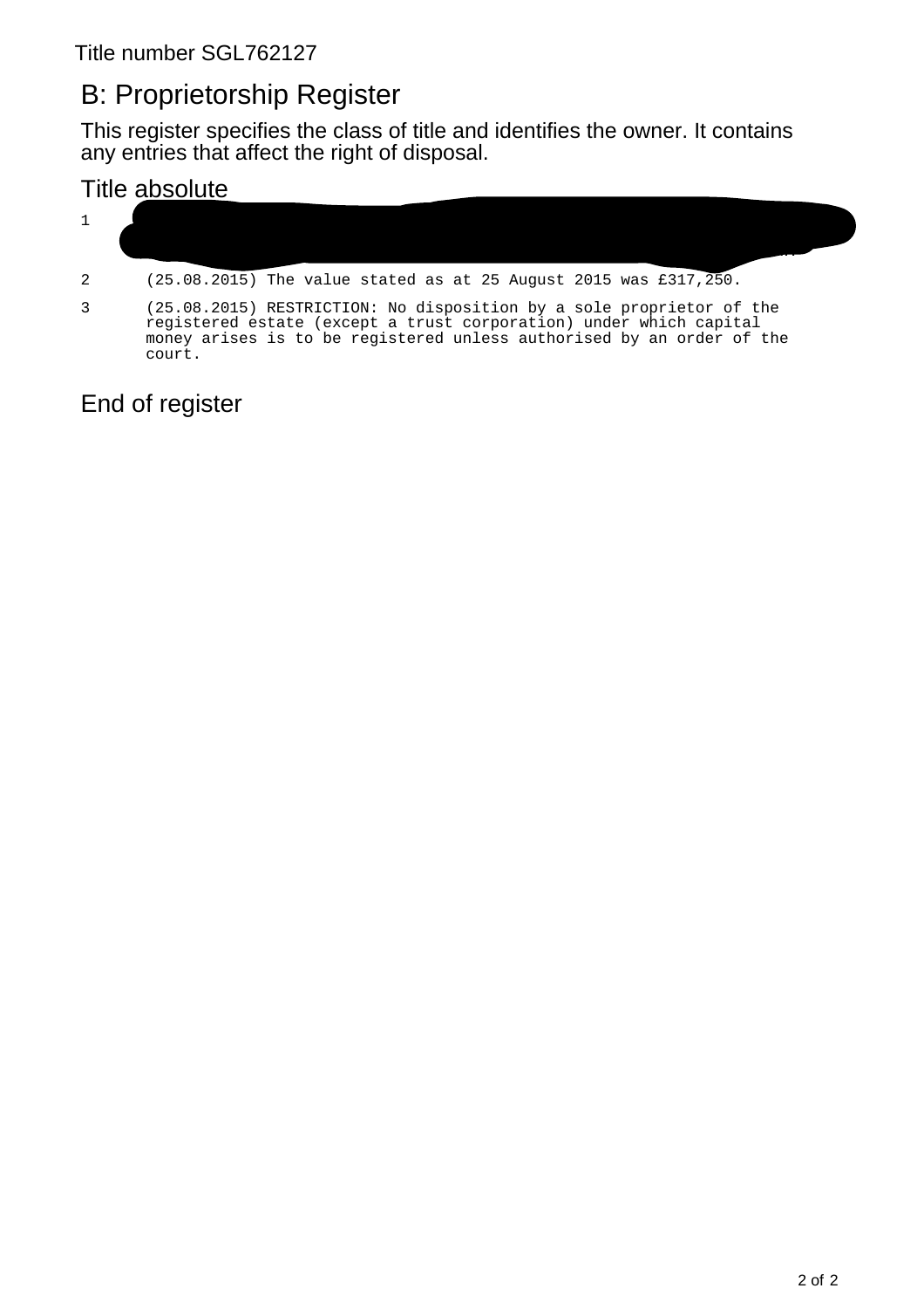Title number SGL762127

## B: Proprietorship Register

This register specifies the class of title and identifies the owner. It contains any entries that affect the right of disposal.

### Title absolute

1

2 (25.08.2015) The value stated as at 25 August 2015 was £317,250.

3 (25.08.2015) RESTRICTION: No disposition by a sole proprietor of the registered estate (except a trust corporation) under which capital money arises is to be registered unless authorised by an order of the court.

### End of register